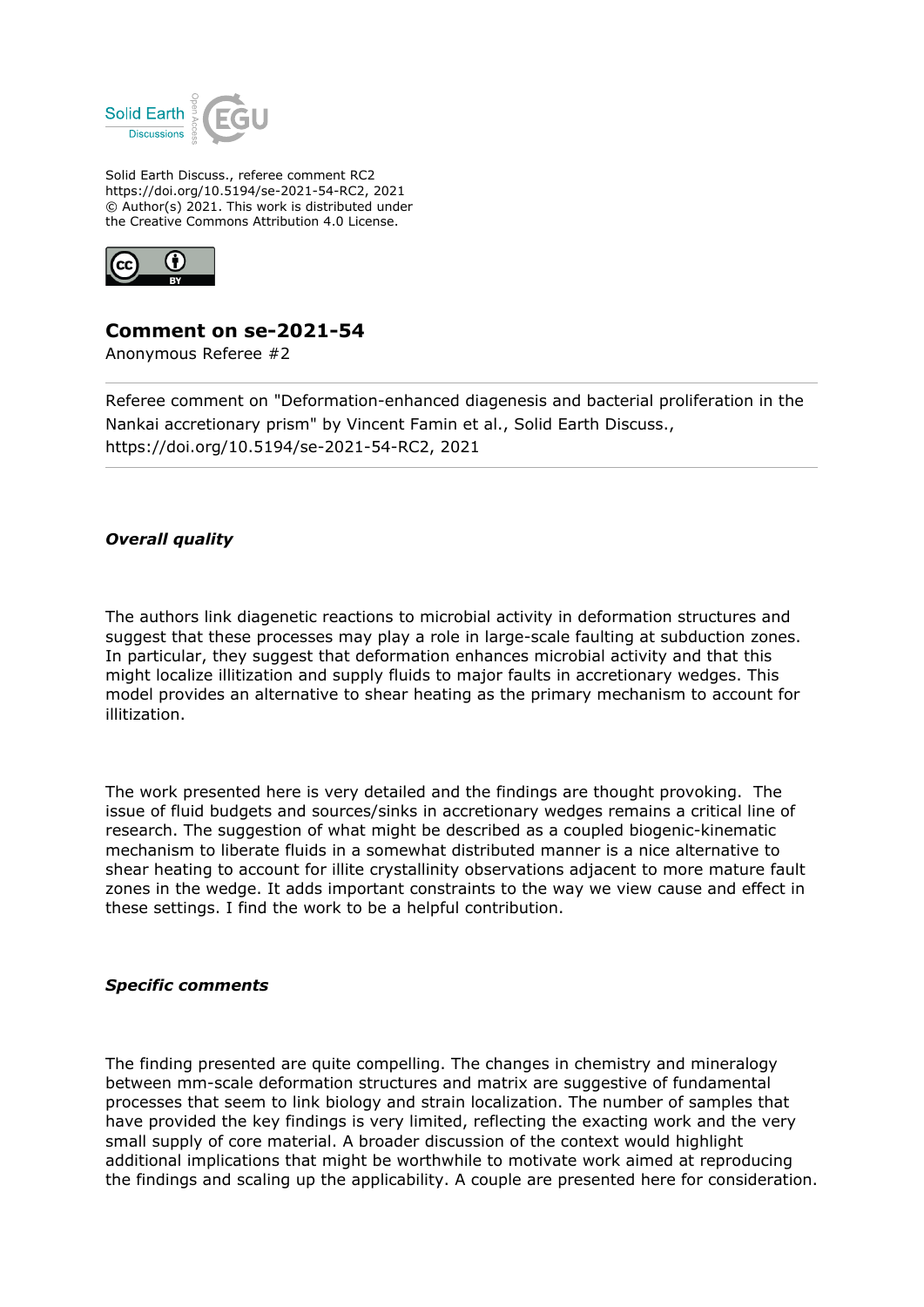Solid Earth Discuss., referee comment RC2
https://doi.org/10.5194/se-2021-54-RC2, 2021
© Author(s) 2021. This work is distributed under
the Creative Commons Attribution 4.0 License.

## Comment on se-2021-54

Anonymous Referee #2

Referee comment on "Deformation-enhanced diagenesis and bacterial proliferation in the Nankai accretionary prism" by Vincent Famin et al., Solid Earth Discuss., https://doi.org/10.5194/se-2021-54-RC2, 2021

### *Overall quality*

The authors link diagenetic reactions to microbial activity in deformation structures and suggest that these processes may play a role in large-scale faulting at subduction zones. In particular, they suggest that deformation enhances microbial activity and that this might localize illitization and supply fluids to major faults in accretionary wedges. This model provides an alternative to shear heating as the primary mechanism to account for illitization.

The work presented here is very detailed and the findings are thought provoking. The issue of fluid budgets and sources/sinks in accretionary wedges remains a critical line of research. The suggestion of what might be described as a coupled biogenic-kinematic mechanism to liberate fluids in a somewhat distributed manner is a nice alternative to shear heating to account for illite crystallinity observations adjacent to more mature fault zones in the wedge. It adds important constraints to the way we view cause and effect in these settings. I find the work to be a helpful contribution.

### *Specific comments*

The finding presented are quite compelling. The changes in chemistry and mineralogy between mm-scale deformation structures and matrix are suggestive of fundamental processes that seem to link biology and strain localization. The number of samples that have provided the key findings is very limited, reflecting the exacting work and the very small supply of core material. A broader discussion of the context would highlight additional implications that might be worthwhile to motivate work aimed at reproducing the findings and scaling up the applicability. A couple are presented here for consideration.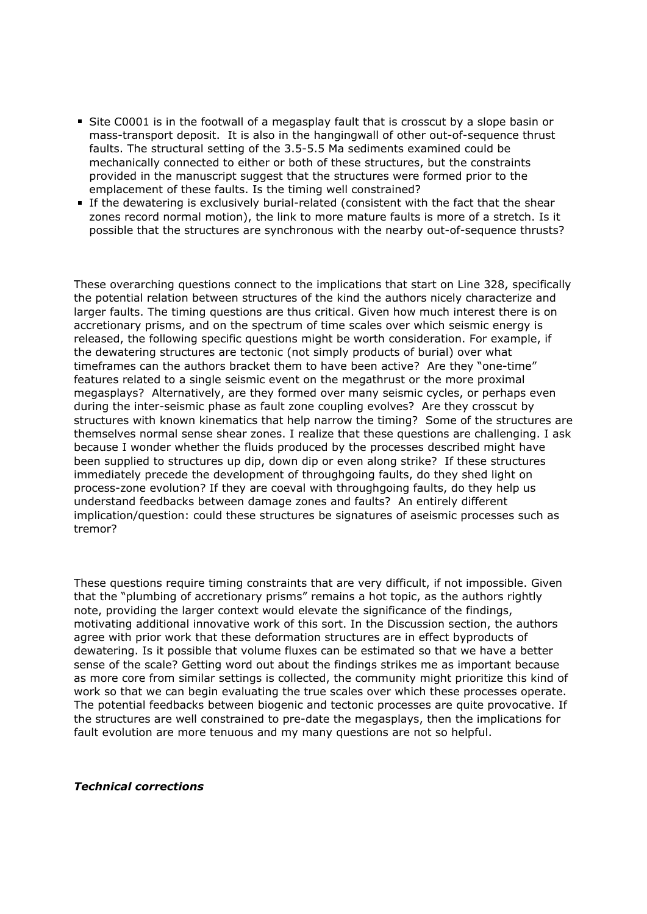- Site C0001 is in the footwall of a megasplay fault that is crosscut by a slope basin or mass-transport deposit. It is also in the hangingwall of other out-of-sequence thrust faults. The structural setting of the 3.5-5.5 Ma sediments examined could be mechanically connected to either or both of these structures, but the constraints provided in the manuscript suggest that the structures were formed prior to the emplacement of these faults. Is the timing well constrained?
- If the dewatering is exclusively burial-related (consistent with the fact that the shear zones record normal motion), the link to more mature faults is more of a stretch. Is it possible that the structures are synchronous with the nearby out-of-sequence thrusts?

These overarching questions connect to the implications that start on Line 328, specifically the potential relation between structures of the kind the authors nicely characterize and larger faults. The timing questions are thus critical. Given how much interest there is on accretionary prisms, and on the spectrum of time scales over which seismic energy is released, the following specific questions might be worth consideration. For example, if the dewatering structures are tectonic (not simply products of burial) over what timeframes can the authors bracket them to have been active? Are they "one-time" features related to a single seismic event on the megathrust or the more proximal megasplays? Alternatively, are they formed over many seismic cycles, or perhaps even during the inter-seismic phase as fault zone coupling evolves? Are they crosscut by structures with known kinematics that help narrow the timing? Some of the structures are themselves normal sense shear zones. I realize that these questions are challenging. I ask because I wonder whether the fluids produced by the processes described might have been supplied to structures up dip, down dip or even along strike? If these structures immediately precede the development of throughgoing faults, do they shed light on process-zone evolution? If they are coeval with throughgoing faults, do they help us understand feedbacks between damage zones and faults? An entirely different implication/question: could these structures be signatures of aseismic processes such as tremor?

These questions require timing constraints that are very difficult, if not impossible. Given that the "plumbing of accretionary prisms" remains a hot topic, as the authors rightly note, providing the larger context would elevate the significance of the findings, motivating additional innovative work of this sort. In the Discussion section, the authors agree with prior work that these deformation structures are in effect byproducts of dewatering. Is it possible that volume fluxes can be estimated so that we have a better sense of the scale? Getting word out about the findings strikes me as important because as more core from similar settings is collected, the community might prioritize this kind of work so that we can begin evaluating the true scales over which these processes operate. The potential feedbacks between biogenic and tectonic processes are quite provocative. If the structures are well constrained to pre-date the megasplays, then the implications for fault evolution are more tenuous and my many questions are not so helpful.

***Technical corrections***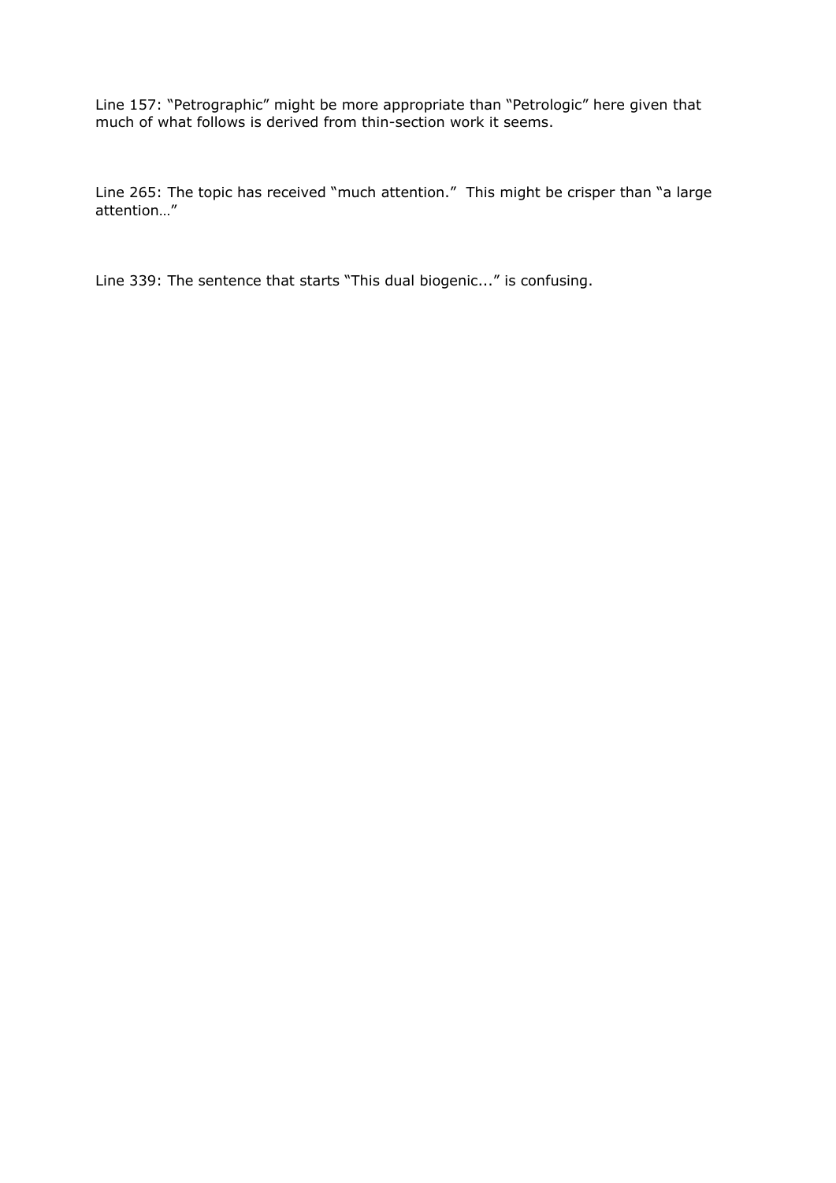Line 157: “Petrographic” might be more appropriate than “Petrologic” here given that much of what follows is derived from thin-section work it seems.

Line 265: The topic has received “much attention.” This might be crisper than “a large attention…”

Line 339: The sentence that starts “This dual biogenic...” is confusing.